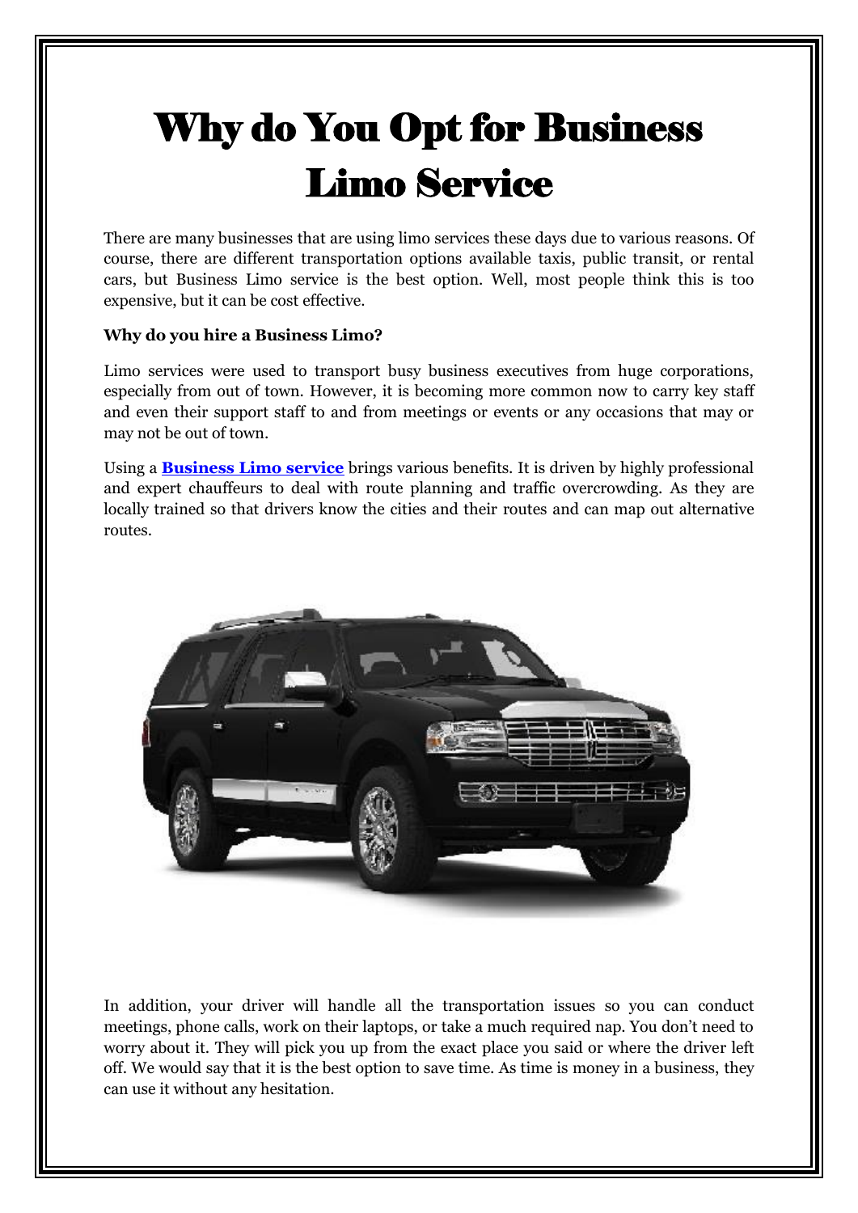# Why do You Opt for Business Limo Service

There are many businesses that are using limo services these days due to various reasons. Of course, there are different transportation options available taxis, public transit, or rental cars, but Business Limo service is the best option. Well, most people think this is too expensive, but it can be cost effective.

**Why do you hire a Business Limo?**

Limo services were used to transport busy business executives from huge corporations, especially from out of town. However, it is becoming more common now to carry key staff and even their support staff to and from meetings or events or any occasions that may or may not be out of town.

Using a **Business Limo service** brings various benefits. It is driven by highly professional and expert chauffeurs to deal with route planning and traffic overcrowding. As they are locally trained so that drivers know the cities and their routes and can map out alternative routes.

In addition, your driver will handle all the transportation issues so you can conduct meetings, phone calls, work on their laptops, or take a much required nap. You don't need to worry about it. They will pick you up from the exact place you said or where the driver left off. We would say that it is the best option to save time. As time is money in a business, they can use it without any hesitation.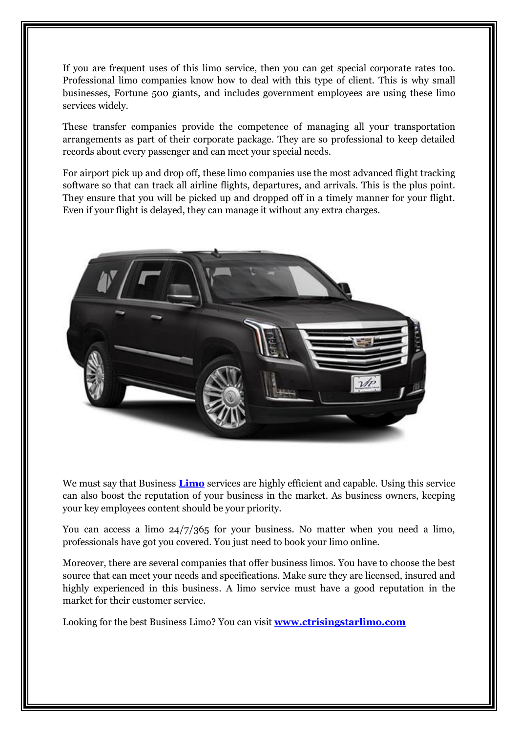If you are frequent uses of this limo service, then you can get special corporate rates too. Professional limo companies know how to deal with this type of client. This is why small businesses, Fortune 500 giants, and includes government employees are using these limo services widely.

These transfer companies provide the competence of managing all your transportation arrangements as part of their corporate package. They are so professional to keep detailed records about every passenger and can meet your special needs.

For airport pick up and drop off, these limo companies use the most advanced flight tracking software so that can track all airline flights, departures, and arrivals. This is the plus point. They ensure that you will be picked up and dropped off in a timely manner for your flight. Even if your flight is delayed, they can manage it without any extra charges.

We must say that Business **[Limo]()** services are highly efficient and capable. Using this service can also boost the reputation of your business in the market. As business owners, keeping your key employees content should be your priority.

You can access a limo 24/7/365 for your business. No matter when you need a limo, professionals have got you covered. You just need to book your limo online.

Moreover, there are several companies that offer business limos. You have to choose the best source that can meet your needs and specifications. Make sure they are licensed, insured and highly experienced in this business. A limo service must have a good reputation in the market for their customer service.

Looking for the best Business Limo? You can visit **www.ctrisingstarlimo.com**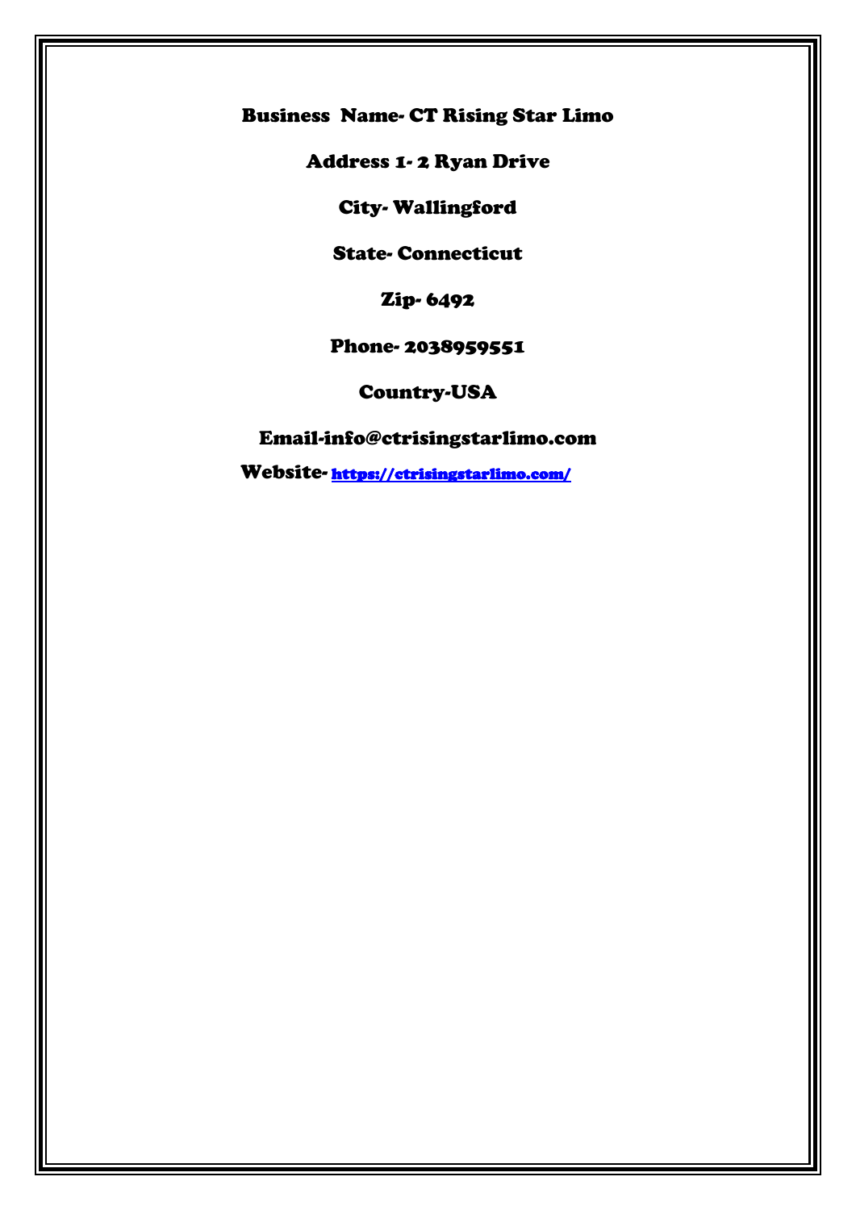Business Name- CT Rising Star Limo

Address 1- 2 Ryan Drive

City- Wallingford

State- Connecticut

Zip- 6492

Phone- 2038959551

Country-USA

Email-info@ctrisingstarlimo.com

Website- https://ctrisingstarlimo.com/